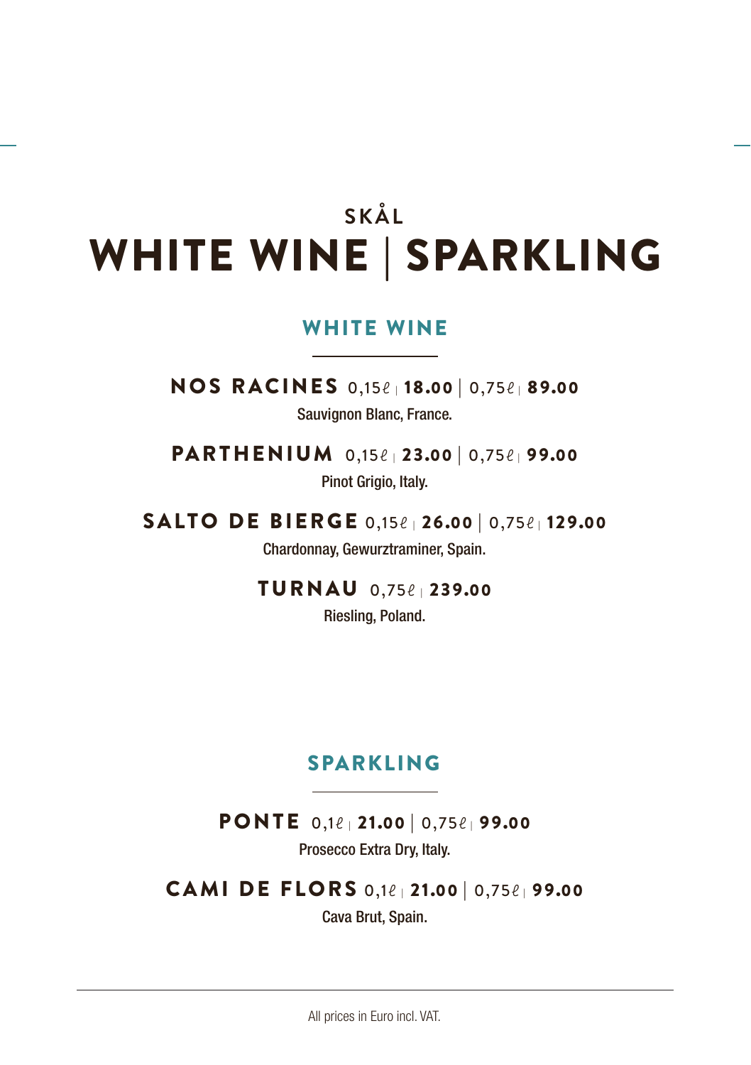SKÅL

# WHITE WINE | SPARKLING

## WHITE WINE

**NOS RACINES** 0,15ℓ | **18.00** | 0,75ℓ | **89.00**
Sauvignon Blanc, France.

**PARTHENIUM** 0,15ℓ | **23.00** | 0,75ℓ | **99.00**
Pinot Grigio, Italy.

**SALTO DE BIERGE** 0,15ℓ | **26.00** | 0,75ℓ | **129.00**
Chardonnay, Gewurztraminer, Spain.

**TURNAU** 0,75ℓ | **239.00**
Riesling, Poland.

## SPARKLING

**PONTE** 0,1ℓ | **21.00** | 0,75ℓ | **99.00**
Prosecco Extra Dry, Italy.

**CAMI DE FLORS** 0,1ℓ | **21.00** | 0,75ℓ | **99.00**
Cava Brut, Spain.

All prices in Euro incl. VAT.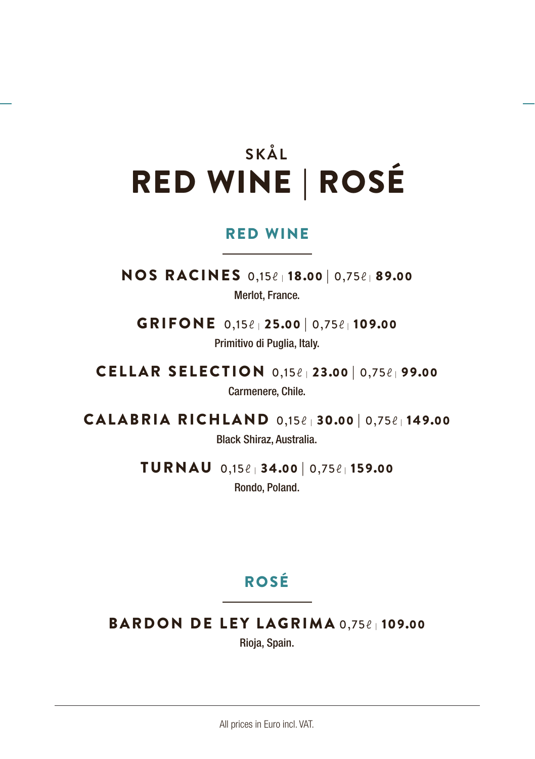SKÅL

# RED WINE | ROSÉ

## RED WINE

**NOS RACINES** 0,15ℓ | **18.00** | 0,75ℓ | **89.00**

Merlot, France.

**GRIFONE** 0,15ℓ | **25.00** | 0,75ℓ | **109.00**

Primitivo di Puglia, Italy.

**CELLAR SELECTION** 0,15ℓ | **23.00** | 0,75ℓ | **99.00**

Carmenere, Chile.

**CALABRIA RICHLAND** 0,15ℓ | **30.00** | 0,75ℓ | **149.00**

Black Shiraz, Australia.

**TURNAU** 0,15ℓ | **34.00** | 0,75ℓ | **159.00**

Rondo, Poland.

## ROSÉ

**BARDON DE LEY LAGRIMA** 0,75ℓ | **109.00**

Rioja, Spain.

All prices in Euro incl. VAT.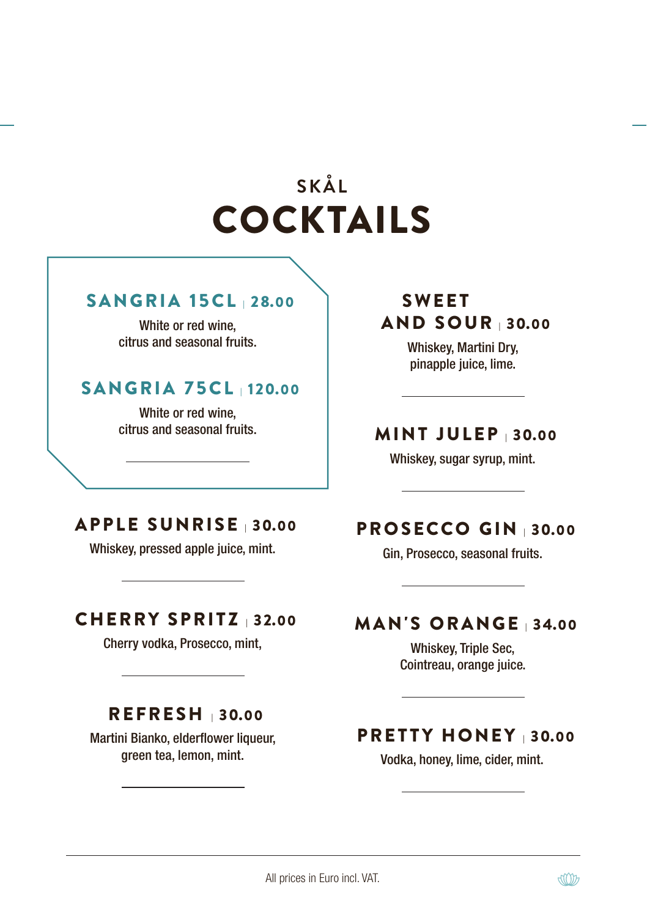SKÅL

# COCKTAILS

### SANGRIA 15CL | 28.00

White or red wine,
citrus and seasonal fruits.

### SANGRIA 75CL | 120.00

White or red wine,
citrus and seasonal fruits.

### APPLE SUNRISE | 30.00

Whiskey, pressed apple juice, mint.

### CHERRY SPRITZ | 32.00

Cherry vodka, Prosecco, mint,

### REFRESH | 30.00

Martini Bianko, elderflower liqueur,
green tea, lemon, mint.

### SWEET AND SOUR | 30.00

Whiskey, Martini Dry,
pinapple juice, lime.

### MINT JULEP | 30.00

Whiskey, sugar syrup, mint.

### PROSECCO GIN | 30.00

Gin, Prosecco, seasonal fruits.

### MAN'S ORANGE | 34.00

Whiskey, Triple Sec,
Cointreau, orange juice.

### PRETTY HONEY | 30.00

Vodka, honey, lime, cider, mint.

All prices in Euro incl. VAT.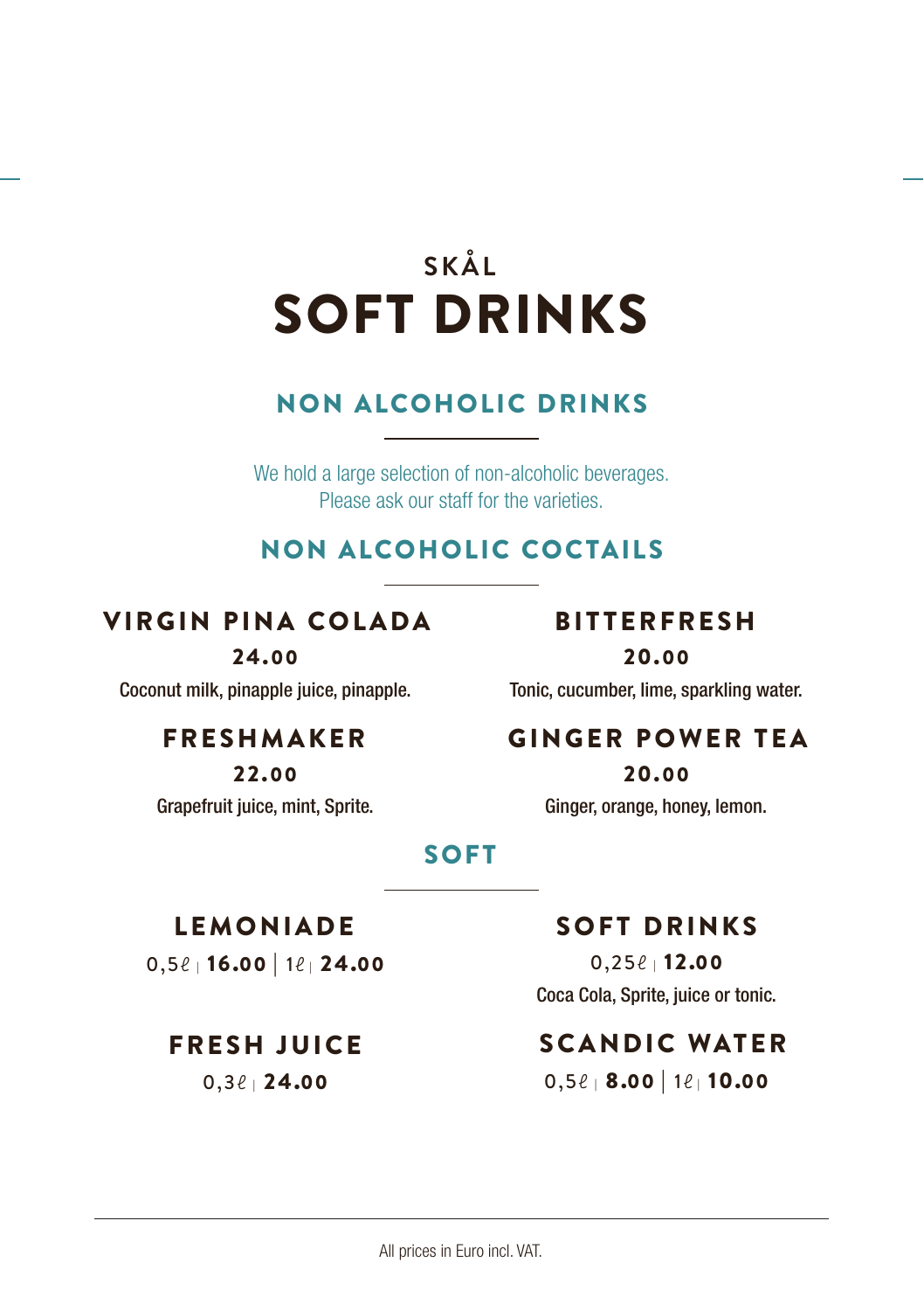SKÅL

# SOFT DRINKS

## NON ALCOHOLIC DRINKS

We hold a large selection of non-alcoholic beverages.
Please ask our staff for the varieties.

## NON ALCOHOLIC COCTAILS

### VIRGIN PINA COLADA

**24.00**

Coconut milk, pinapple juice, pinapple.

### BITTERFRESH

**20.00**

Tonic, cucumber, lime, sparkling water.

### FRESHMAKER

**22.00**

Grapefruit juice, mint, Sprite.

### GINGER POWER TEA

**20.00**

Ginger, orange, honey, lemon.

## SOFT

### LEMONIADE

0,5ℓ | **16.00** | 1ℓ | **24.00**

### SOFT DRINKS

0,25ℓ | **12.00**

Coca Cola, Sprite, juice or tonic.

### FRESH JUICE

0,3ℓ | **24.00**

### SCANDIC WATER

0,5ℓ | **8.00** | 1ℓ | **10.00**

All prices in Euro incl. VAT.